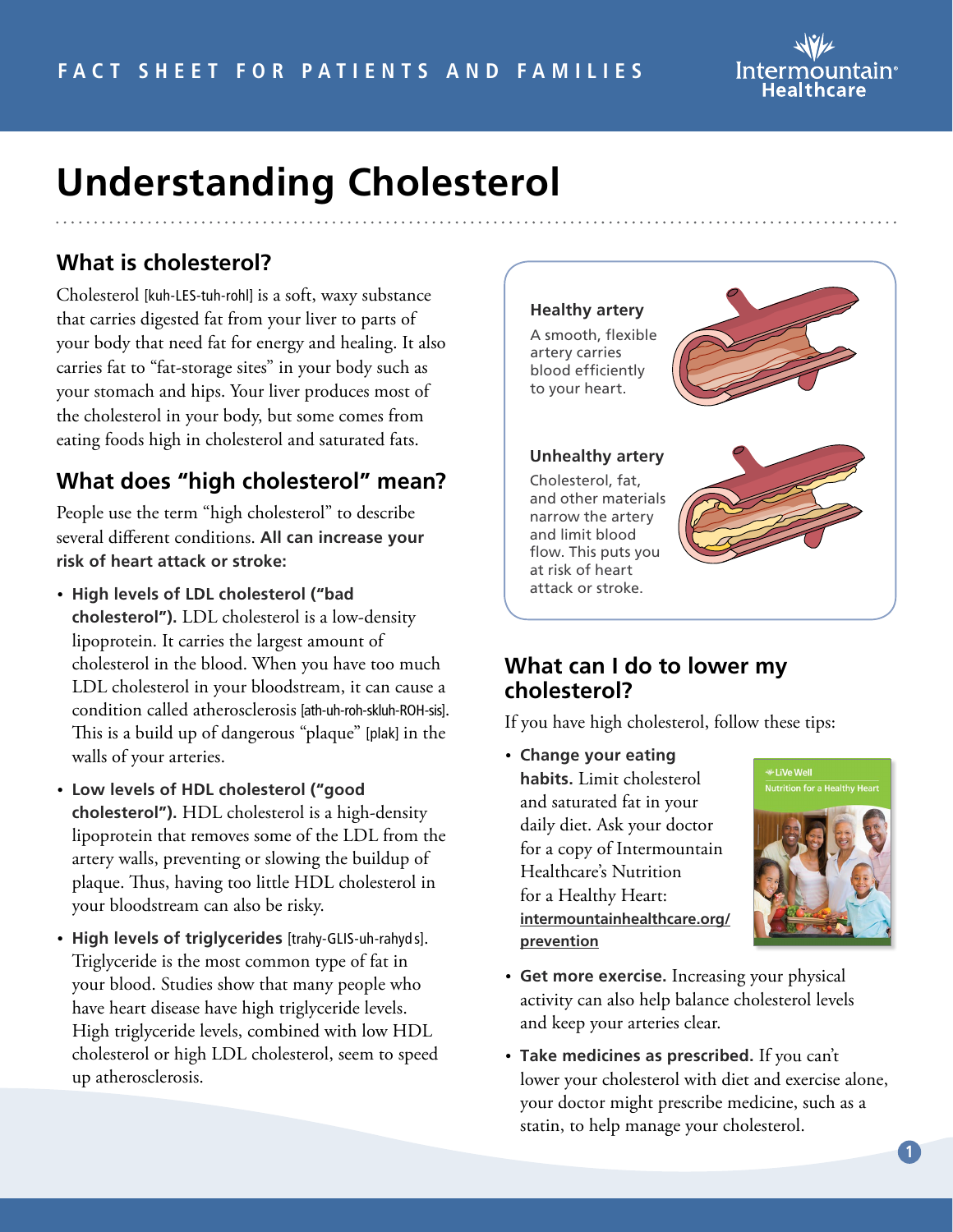# Understanding Cholesterol

## What is cholesterol?

Cholesterol [kuh-LES-tuh-rohl] is a soft, waxy substance that carries digested fat from your liver to parts of your body that need fat for energy and healing. It also carries fat to "fat-storage sites" in your body such as your stomach and hips. Your liver produces most of the cholesterol in your body, but some comes from eating foods high in cholesterol and saturated fats.

## What does "high cholesterol" mean?

People use the term "high cholesterol" to describe several different conditions. **All can increase your risk of heart attack or stroke:**

- **High levels of LDL cholesterol ("bad cholesterol").** LDL cholesterol is a low-density lipoprotein. It carries the largest amount of cholesterol in the blood. When you have too much LDL cholesterol in your bloodstream, it can cause a condition called atherosclerosis [ath-uh-roh-skluh-ROH-sis]. This is a build up of dangerous "plaque" [plak] in the walls of your arteries.
- **Low levels of HDL cholesterol ("good cholesterol").** HDL cholesterol is a high-density lipoprotein that removes some of the LDL from the artery walls, preventing or slowing the buildup of plaque. Thus, having too little HDL cholesterol in your bloodstream can also be risky.
- **High levels of triglycerides** [trahy-GLIS-uh-rahyd s]. Triglyceride is the most common type of fat in your blood. Studies show that many people who have heart disease have high triglyceride levels. High triglyceride levels, combined with low HDL cholesterol or high LDL cholesterol, seem to speed up atherosclerosis.

**Healthy artery**

A smooth, flexible artery carries blood efficiently to your heart.

**Unhealthy artery**

Cholesterol, fat, and other materials narrow the artery and limit blood flow. This puts you at risk of heart attack or stroke.

## What can I do to lower my cholesterol?

If you have high cholesterol, follow these tips:

- **Change your eating habits.** Limit cholesterol and saturated fat in your daily diet. Ask your doctor for a copy of Intermountain Healthcare's Nutrition for a Healthy Heart: **intermountainhealthcare.org/prevention**
- **Get more exercise.** Increasing your physical activity can also help balance cholesterol levels and keep your arteries clear.
- **Take medicines as prescribed.** If you can't lower your cholesterol with diet and exercise alone, your doctor might prescribe medicine, such as a statin, to help manage your cholesterol.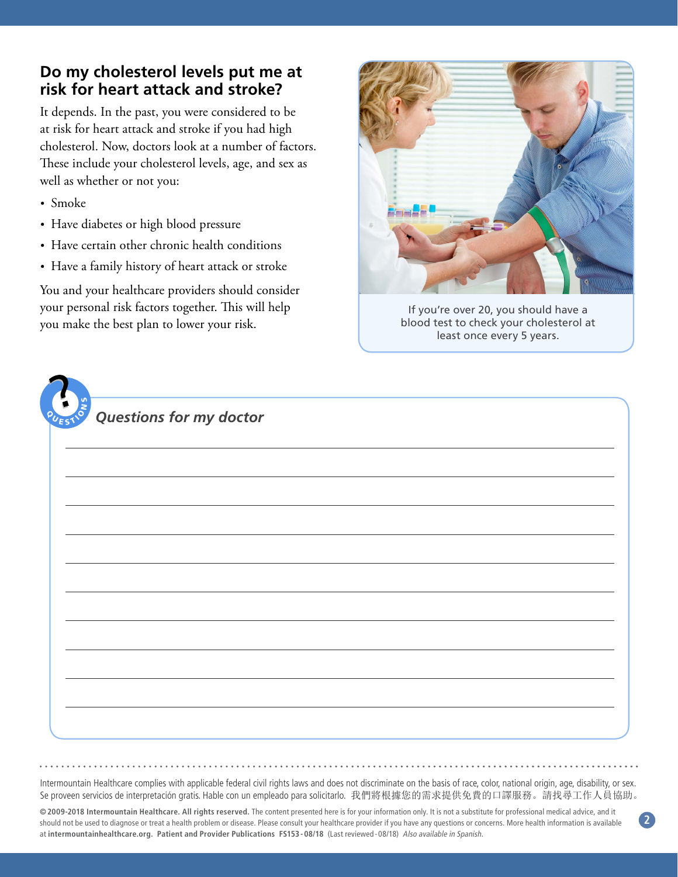## Do my cholesterol levels put me at risk for heart attack and stroke?

It depends. In the past, you were considered to be at risk for heart attack and stroke if you had high cholesterol. Now, doctors look at a number of factors. These include your cholesterol levels, age, and sex as well as whether or not you:

- Smoke
- Have diabetes or high blood pressure
- Have certain other chronic health conditions
- Have a family history of heart attack or stroke

You and your healthcare providers should consider your personal risk factors together. This will help you make the best plan to lower your risk.

If you're over 20, you should have a blood test to check your cholesterol at least once every 5 years.

### *Questions for my doctor*

Intermountain Healthcare complies with applicable federal civil rights laws and does not discriminate on the basis of race, color, national origin, age, disability, or sex. Se proveen servicios de interpretación gratis. Hable con un empleado para solicitarlo. 我們將根據您的需求提供免費的口譯服務。請找尋工作人員協助。

**© 2009-2018 Intermountain Healthcare. All rights reserved.** The content presented here is for your information only. It is not a substitute for professional medical advice, and it should not be used to diagnose or treat a health problem or disease. Please consult your healthcare provider if you have any questions or concerns. More health information is available at **intermountainhealthcare.org. Patient and Provider Publications FS153 - 08/18** (Last reviewed - 08/18) *Also available in Spanish.*